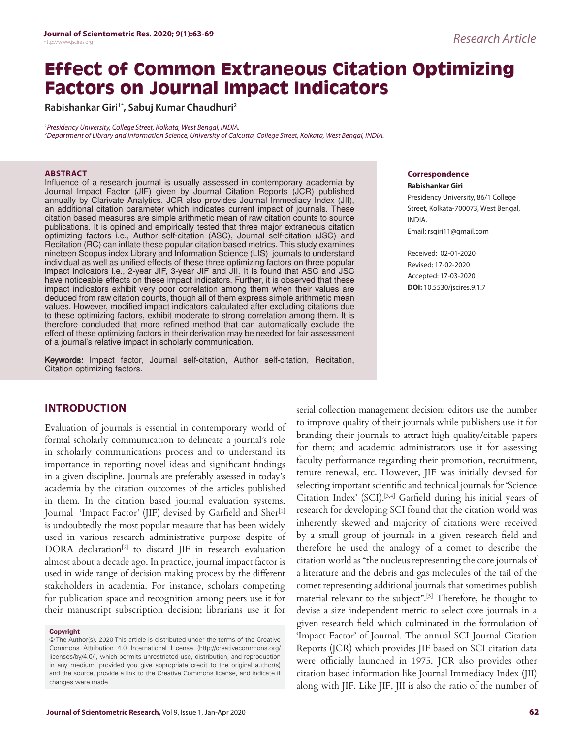*Research Article*

# Effect of Common Extraneous Citation Optimizing Factors on Journal Impact Indicators

**Rabishankar Giri[1*], Sabuj Kumar Chaudhuri[2]**

*[1]Presidency University, College Street, Kolkata, West Bengal, INDIA.*
*[2]Department of Library and Information Science, University of Calcutta, College Street, Kolkata, West Bengal, INDIA.*

**ABSTRACT**

Influence of a research journal is usually assessed in contemporary academia by Journal Impact Factor (JIF) given by Journal Citation Reports (JCR) published annually by Clarivate Analytics. JCR also provides Journal Immediacy Index (JII), an additional citation parameter which indicates current impact of journals. These citation based measures are simple arithmetic mean of raw citation counts to source publications. It is opined and empirically tested that three major extraneous citation optimizing factors i.e., Author self-citation (ASC), Journal self-citation (JSC) and Recitation (RC) can inflate these popular citation based metrics. This study examines nineteen Scopus index Library and Information Science (LIS) journals to understand individual as well as unified effects of these three optimizing factors on three popular impact indicators i.e., 2-year JIF, 3-year JIF and JII. It is found that ASC and JSC have noticeable effects on these impact indicators. Further, it is observed that these impact indicators exhibit very poor correlation among them when their values are deduced from raw citation counts, though all of them express simple arithmetic mean values. However, modified impact indicators calculated after excluding citations due to these optimizing factors, exhibit moderate to strong correlation among them. It is therefore concluded that more refined method that can automatically exclude the effect of these optimizing factors in their derivation may be needed for fair assessment of a journal's relative impact in scholarly communication.

**Keywords:** Impact factor, Journal self-citation, Author self-citation, Recitation, Citation optimizing factors.

**Correspondence**

**Rabishankar Giri**

Presidency University, 86/1 College Street, Kolkata-700073, West Bengal, INDIA.

Email: rsgiri11@gmail.com

Received: 02-01-2020
Revised: 17-02-2020
Accepted: 17-03-2020
**DOI:** 10.5530/jscires.9.1.7

**Copyright**

© The Author(s). 2020 This article is distributed under the terms of the Creative Commons Attribution 4.0 International License (http://creativecommons.org/licenses/by/4.0/), which permits unrestricted use, distribution, and reproduction in any medium, provided you give appropriate credit to the original author(s) and the source, provide a link to the Creative Commons license, and indicate if changes were made.

## INTRODUCTION

Evaluation of journals is essential in contemporary world of formal scholarly communication to delineate a journal's role in scholarly communications process and to understand its importance in reporting novel ideas and significant findings in a given discipline. Journals are preferably assessed in today's academia by the citation outcomes of the articles published in them. In the citation based journal evaluation systems, Journal 'Impact Factor' (JIF) devised by Garfield and Sher[1] is undoubtedly the most popular measure that has been widely used in various research administrative purpose despite of DORA declaration[2] to discard JIF in research evaluation almost about a decade ago. In practice, journal impact factor is used in wide range of decision making process by the different stakeholders in academia. For instance, scholars competing for publication space and recognition among peers use it for their manuscript subscription decision; librarians use it for serial collection management decision; editors use the number to improve quality of their journals while publishers use it for branding their journals to attract high quality/citable papers for them; and academic administrators use it for assessing faculty performance regarding their promotion, recruitment, tenure renewal, etc. However, JIF was initially devised for selecting important scientific and technical journals for 'Science Citation Index' (SCI).[3,4] Garfield during his initial years of research for developing SCI found that the citation world was inherently skewed and majority of citations were received by a small group of journals in a given research field and therefore he used the analogy of a comet to describe the citation world as "the nucleus representing the core journals of a literature and the debris and gas molecules of the tail of the comet representing additional journals that sometimes publish material relevant to the subject".[5] Therefore, he thought to devise a size independent metric to select core journals in a given research field which culminated in the formulation of 'Impact Factor' of Journal. The annual SCI Journal Citation Reports (JCR) which provides JIF based on SCI citation data were officially launched in 1975. JCR also provides other citation based information like Journal Immediacy Index (JII) along with JIF. Like JIF, JII is also the ratio of the number of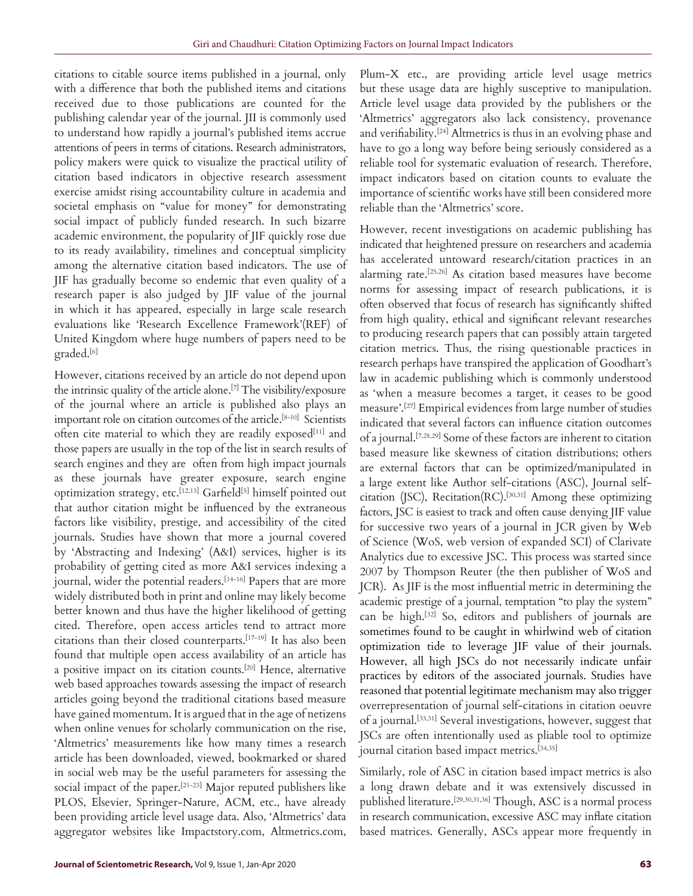citations to citable source items published in a journal, only with a difference that both the published items and citations received due to those publications are counted for the publishing calendar year of the journal. JII is commonly used to understand how rapidly a journal's published items accrue attentions of peers in terms of citations. Research administrators, policy makers were quick to visualize the practical utility of citation based indicators in objective research assessment exercise amidst rising accountability culture in academia and societal emphasis on "value for money" for demonstrating social impact of publicly funded research. In such bizarre academic environment, the popularity of JIF quickly rose due to its ready availability, timelines and conceptual simplicity among the alternative citation based indicators. The use of JIF has gradually become so endemic that even quality of a research paper is also judged by JIF value of the journal in which it has appeared, especially in large scale research evaluations like 'Research Excellence Framework'(REF) of United Kingdom where huge numbers of papers need to be graded.[6]

However, citations received by an article do not depend upon the intrinsic quality of the article alone.[7] The visibility/exposure of the journal where an article is published also plays an important role on citation outcomes of the article.[8-10] Scientists often cite material to which they are readily exposed[11] and those papers are usually in the top of the list in search results of search engines and they are often from high impact journals as these journals have greater exposure, search engine optimization strategy, etc.[12,13] Garfield[5] himself pointed out that author citation might be influenced by the extraneous factors like visibility, prestige, and accessibility of the cited journals. Studies have shown that more a journal covered by 'Abstracting and Indexing' (A&I) services, higher is its probability of getting cited as more A&I services indexing a journal, wider the potential readers.[14-16] Papers that are more widely distributed both in print and online may likely become better known and thus have the higher likelihood of getting cited. Therefore, open access articles tend to attract more citations than their closed counterparts.[17-19] It has also been found that multiple open access availability of an article has a positive impact on its citation counts.[20] Hence, alternative web based approaches towards assessing the impact of research articles going beyond the traditional citations based measure have gained momentum. It is argued that in the age of netizens when online venues for scholarly communication on the rise, 'Altmetrics' measurements like how many times a research article has been downloaded, viewed, bookmarked or shared in social web may be the useful parameters for assessing the social impact of the paper.[21-23] Major reputed publishers like PLOS, Elsevier, Springer-Nature, ACM, etc., have already been providing article level usage data. Also, 'Altmetrics' data aggregator websites like Impactstory.com, Altmetrics.com, Plum-X etc., are providing article level usage metrics but these usage data are highly susceptive to manipulation. Article level usage data provided by the publishers or the 'Altmetrics' aggregators also lack consistency, provenance and verifiability.[24] Altmetrics is thus in an evolving phase and have to go a long way before being seriously considered as a reliable tool for systematic evaluation of research. Therefore, impact indicators based on citation counts to evaluate the importance of scientific works have still been considered more reliable than the 'Altmetrics' score.

However, recent investigations on academic publishing has indicated that heightened pressure on researchers and academia has accelerated untoward research/citation practices in an alarming rate.[25,26] As citation based measures have become norms for assessing impact of research publications, it is often observed that focus of research has significantly shifted from high quality, ethical and significant relevant researches to producing research papers that can possibly attain targeted citation metrics. Thus, the rising questionable practices in research perhaps have transpired the application of Goodhart's law in academic publishing which is commonly understood as 'when a measure becomes a target, it ceases to be good measure'.[27] Empirical evidences from large number of studies indicated that several factors can influence citation outcomes of a journal.[7,28,29] Some of these factors are inherent to citation based measure like skewness of citation distributions; others are external factors that can be optimized/manipulated in a large extent like Author self-citations (ASC), Journal self-citation (JSC), Recitation(RC).[30,31] Among these optimizing factors, JSC is easiest to track and often cause denying JIF value for successive two years of a journal in JCR given by Web of Science (WoS, web version of expanded SCI) of Clarivate Analytics due to excessive JSC. This process was started since 2007 by Thompson Reuter (the then publisher of WoS and JCR). As JIF is the most influential metric in determining the academic prestige of a journal, temptation "to play the system" can be high.[32] So, editors and publishers of journals are sometimes found to be caught in whirlwind web of citation optimization tide to leverage JIF value of their journals. However, all high JSCs do not necessarily indicate unfair practices by editors of the associated journals. Studies have reasoned that potential legitimate mechanism may also trigger overrepresentation of journal self-citations in citation oeuvre of a journal.[33,31] Several investigations, however, suggest that JSCs are often intentionally used as pliable tool to optimize journal citation based impact metrics.[34,35]

Similarly, role of ASC in citation based impact metrics is also a long drawn debate and it was extensively discussed in published literature.[29,30,31,36] Though, ASC is a normal process in research communication, excessive ASC may inflate citation based matrices. Generally, ASCs appear more frequently in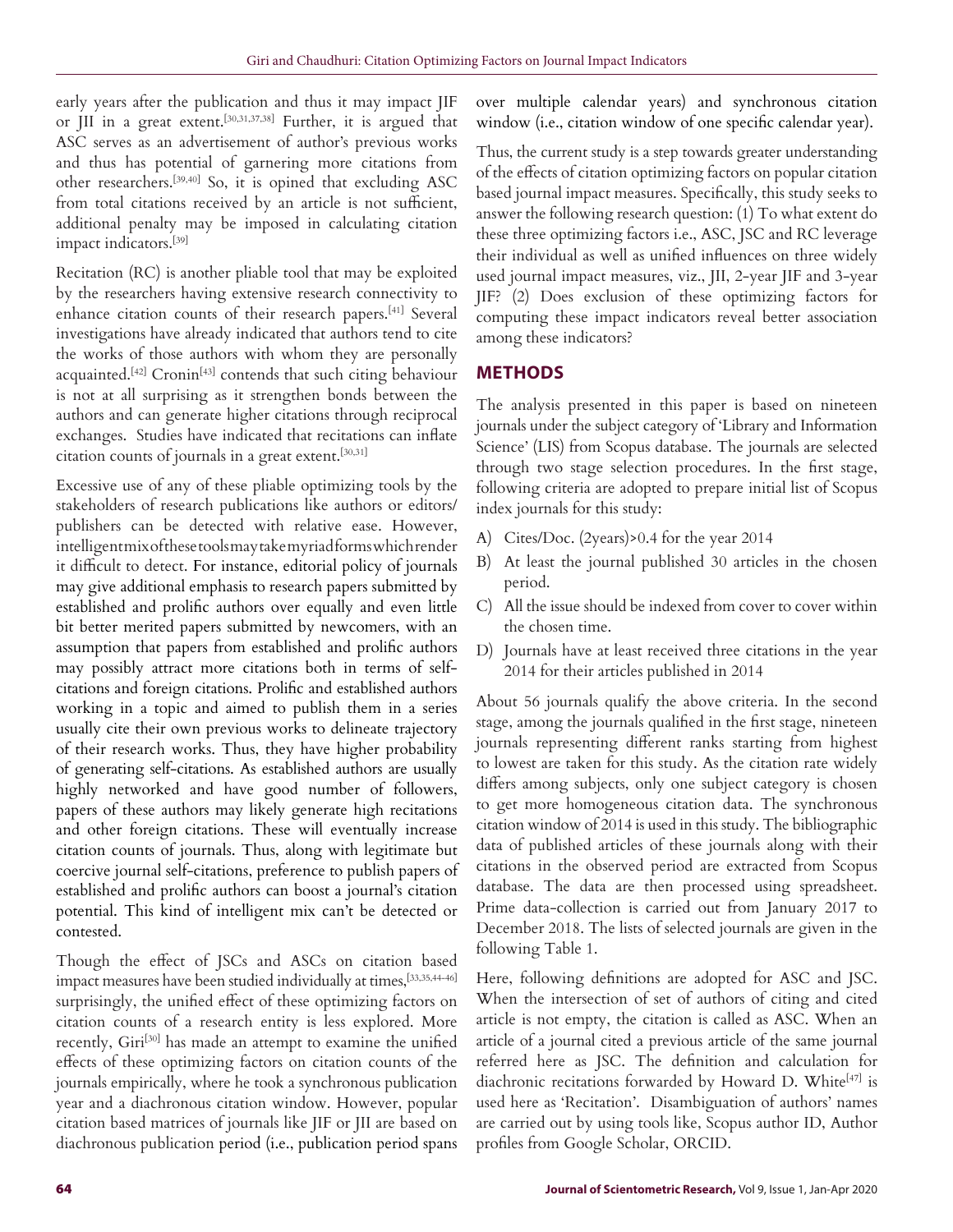early years after the publication and thus it may impact JIF or JII in a great extent.[30,31,37,38] Further, it is argued that ASC serves as an advertisement of author's previous works and thus has potential of garnering more citations from other researchers.[39,40] So, it is opined that excluding ASC from total citations received by an article is not sufficient, additional penalty may be imposed in calculating citation impact indicators.[39]

Recitation (RC) is another pliable tool that may be exploited by the researchers having extensive research connectivity to enhance citation counts of their research papers.[41] Several investigations have already indicated that authors tend to cite the works of those authors with whom they are personally acquainted.[42] Cronin[43] contends that such citing behaviour is not at all surprising as it strengthen bonds between the authors and can generate higher citations through reciprocal exchanges. Studies have indicated that recitations can inflate citation counts of journals in a great extent.[30,31]

Excessive use of any of these pliable optimizing tools by the stakeholders of research publications like authors or editors/publishers can be detected with relative ease. However, intelligent mix of these tools may take myriad forms which render it difficult to detect. For instance, editorial policy of journals may give additional emphasis to research papers submitted by established and prolific authors over equally and even little bit better merited papers submitted by newcomers, with an assumption that papers from established and prolific authors may possibly attract more citations both in terms of self-citations and foreign citations. Prolific and established authors working in a topic and aimed to publish them in a series usually cite their own previous works to delineate trajectory of their research works. Thus, they have higher probability of generating self-citations. As established authors are usually highly networked and have good number of followers, papers of these authors may likely generate high recitations and other foreign citations. These will eventually increase citation counts of journals. Thus, along with legitimate but coercive journal self-citations, preference to publish papers of established and prolific authors can boost a journal's citation potential. This kind of intelligent mix can't be detected or contested.

Though the effect of JSCs and ASCs on citation based impact measures have been studied individually at times,[33,35,44-46] surprisingly, the unified effect of these optimizing factors on citation counts of a research entity is less explored. More recently, Giri[30] has made an attempt to examine the unified effects of these optimizing factors on citation counts of the journals empirically, where he took a synchronous publication year and a diachronous citation window. However, popular citation based matrices of journals like JIF or JII are based on diachronous publication period (i.e., publication period spans over multiple calendar years) and synchronous citation window (i.e., citation window of one specific calendar year).

Thus, the current study is a step towards greater understanding of the effects of citation optimizing factors on popular citation based journal impact measures. Specifically, this study seeks to answer the following research question: (1) To what extent do these three optimizing factors i.e., ASC, JSC and RC leverage their individual as well as unified influences on three widely used journal impact measures, viz., JII, 2-year JIF and 3-year JIF? (2) Does exclusion of these optimizing factors for computing these impact indicators reveal better association among these indicators?

## METHODS

The analysis presented in this paper is based on nineteen journals under the subject category of 'Library and Information Science' (LIS) from Scopus database. The journals are selected through two stage selection procedures. In the first stage, following criteria are adopted to prepare initial list of Scopus index journals for this study:

A) Cites/Doc. (2years)>0.4 for the year 2014
B) At least the journal published 30 articles in the chosen period.
C) All the issue should be indexed from cover to cover within the chosen time.
D) Journals have at least received three citations in the year 2014 for their articles published in 2014

About 56 journals qualify the above criteria. In the second stage, among the journals qualified in the first stage, nineteen journals representing different ranks starting from highest to lowest are taken for this study. As the citation rate widely differs among subjects, only one subject category is chosen to get more homogeneous citation data. The synchronous citation window of 2014 is used in this study. The bibliographic data of published articles of these journals along with their citations in the observed period are extracted from Scopus database. The data are then processed using spreadsheet. Prime data-collection is carried out from January 2017 to December 2018. The lists of selected journals are given in the following Table 1.

Here, following definitions are adopted for ASC and JSC. When the intersection of set of authors of citing and cited article is not empty, the citation is called as ASC. When an article of a journal cited a previous article of the same journal referred here as JSC. The definition and calculation for diachronic recitations forwarded by Howard D. White[47] is used here as 'Recitation'. Disambiguation of authors' names are carried out by using tools like, Scopus author ID, Author profiles from Google Scholar, ORCID.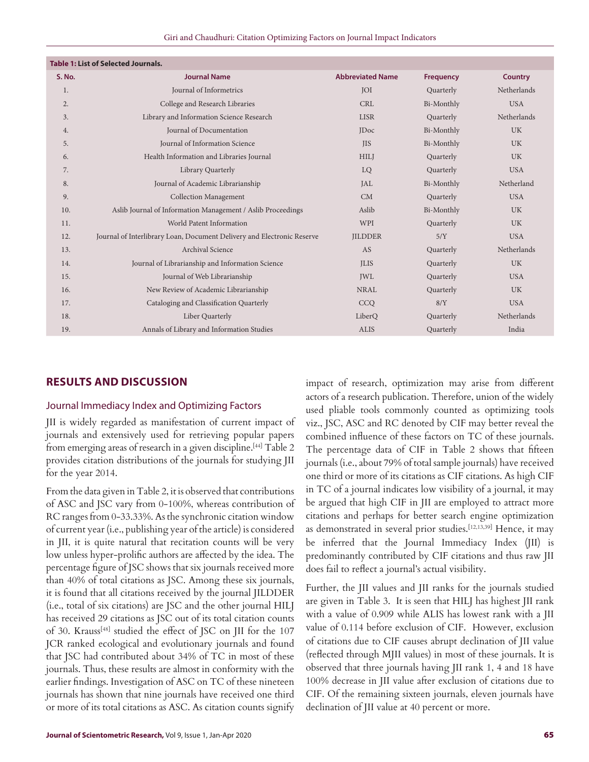**Table 1: List of Selected Journals.**

| S. No. | Journal Name | Abbreviated Name | Frequency | Country |
|---|---|---|---|---|
| 1. | Journal of Informetrics | JOI | Quarterly | Netherlands |
| 2. | College and Research Libraries | CRL | Bi-Monthly | USA |
| 3. | Library and Information Science Research | LISR | Quarterly | Netherlands |
| 4. | Journal of Documentation | JDoc | Bi-Monthly | UK |
| 5. | Journal of Information Science | JIS | Bi-Monthly | UK |
| 6. | Health Information and Libraries Journal | HILJ | Quarterly | UK |
| 7. | Library Quarterly | LQ | Quarterly | USA |
| 8. | Journal of Academic Librarianship | JAL | Bi-Monthly | Netherland |
| 9. | Collection Management | CM | Quarterly | USA |
| 10. | Aslib Journal of Information Management / Aslib Proceedings | Aslib | Bi-Monthly | UK |
| 11. | World Patent Information | WPI | Quarterly | UK |
| 12. | Journal of Interlibrary Loan, Document Delivery and Electronic Reserve | JILDDER | 5/Y | USA |
| 13. | Archival Science | AS | Quarterly | Netherlands |
| 14. | Journal of Librarianship and Information Science | JLIS | Quarterly | UK |
| 15. | Journal of Web Librarianship | JWL | Quarterly | USA |
| 16. | New Review of Academic Librarianship | NRAL | Quarterly | UK |
| 17. | Cataloging and Classification Quarterly | CCQ | 8/Y | USA |
| 18. | Liber Quarterly | LiberQ | Quarterly | Netherlands |
| 19. | Annals of Library and Information Studies | ALIS | Quarterly | India |

## RESULTS AND DISCUSSION

### Journal Immediacy Index and Optimizing Factors

JII is widely regarded as manifestation of current impact of journals and extensively used for retrieving popular papers from emerging areas of research in a given discipline.[44] Table 2 provides citation distributions of the journals for studying JII for the year 2014.

From the data given in Table 2, it is observed that contributions of ASC and JSC vary from 0-100%, whereas contribution of RC ranges from 0-33.33%. As the synchronic citation window of current year (i.e., publishing year of the article) is considered in JII, it is quite natural that recitation counts will be very low unless hyper-prolific authors are affected by the idea. The percentage figure of JSC shows that six journals received more than 40% of total citations as JSC. Among these six journals, it is found that all citations received by the journal JILDDER (i.e., total of six citations) are JSC and the other journal HILJ has received 29 citations as JSC out of its total citation counts of 30. Krauss[48] studied the effect of JSC on JII for the 107 JCR ranked ecological and evolutionary journals and found that JSC had contributed about 34% of TC in most of these journals. Thus, these results are almost in conformity with the earlier findings. Investigation of ASC on TC of these nineteen journals has shown that nine journals have received one third or more of its total citations as ASC. As citation counts signify impact of research, optimization may arise from different actors of a research publication. Therefore, union of the widely used pliable tools commonly counted as optimizing tools viz., JSC, ASC and RC denoted by CIF may better reveal the combined influence of these factors on TC of these journals. The percentage data of CIF in Table 2 shows that fifteen journals (i.e., about 79% of total sample journals) have received one third or more of its citations as CIF citations. As high CIF in TC of a journal indicates low visibility of a journal, it may be argued that high CIF in JII are employed to attract more citations and perhaps for better search engine optimization as demonstrated in several prior studies.[12,13,39] Hence, it may be inferred that the Journal Immediacy Index (JII) is predominantly contributed by CIF citations and thus raw JII does fail to reflect a journal's actual visibility.

Further, the JII values and JII ranks for the journals studied are given in Table 3. It is seen that HILJ has highest JII rank with a value of 0.909 while ALIS has lowest rank with a JII value of 0.114 before exclusion of CIF. However, exclusion of citations due to CIF causes abrupt declination of JII value (reflected through MJII values) in most of these journals. It is observed that three journals having JII rank 1, 4 and 18 have 100% decrease in JII value after exclusion of citations due to CIF. Of the remaining sixteen journals, eleven journals have declination of JII value at 40 percent or more.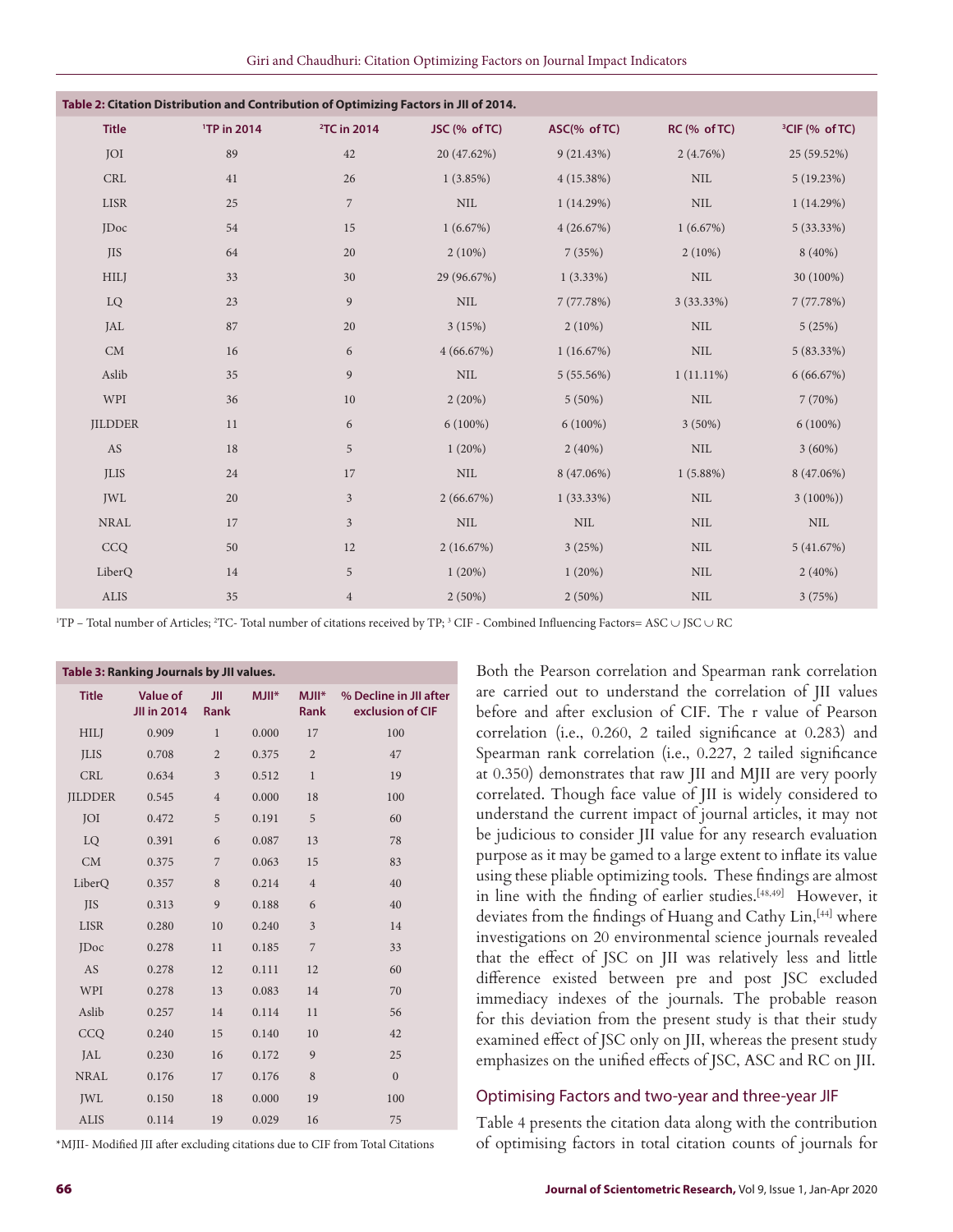**Table 2: Citation Distribution and Contribution of Optimizing Factors in JII of 2014.**

| Title | [1]TP in 2014 | [2]TC in 2014 | JSC (% of TC) | ASC(% of TC) | RC (% of TC) | [3]CIF (% of TC) |
|---|---|---|---|---|---|---|
| JOI | 89 | 42 | 20 (47.62%) | 9 (21.43%) | 2 (4.76%) | 25 (59.52%) |
| CRL | 41 | 26 | 1 (3.85%) | 4 (15.38%) | NIL | 5 (19.23%) |
| LISR | 25 | 7 | NIL | 1 (14.29%) | NIL | 1 (14.29%) |
| JDoc | 54 | 15 | 1 (6.67%) | 4 (26.67%) | 1 (6.67%) | 5 (33.33%) |
| JIS | 64 | 20 | 2 (10%) | 7 (35%) | 2 (10%) | 8 (40%) |
| HILJ | 33 | 30 | 29 (96.67%) | 1 (3.33%) | NIL | 30 (100%) |
| LQ | 23 | 9 | NIL | 7 (77.78%) | 3 (33.33%) | 7 (77.78%) |
| JAL | 87 | 20 | 3 (15%) | 2 (10%) | NIL | 5 (25%) |
| CM | 16 | 6 | 4 (66.67%) | 1 (16.67%) | NIL | 5 (83.33%) |
| Aslib | 35 | 9 | NIL | 5 (55.56%) | 1 (11.11%) | 6 (66.67%) |
| WPI | 36 | 10 | 2 (20%) | 5 (50%) | NIL | 7 (70%) |
| JILDDER | 11 | 6 | 6 (100%) | 6 (100%) | 3 (50%) | 6 (100%) |
| AS | 18 | 5 | 1 (20%) | 2 (40%) | NIL | 3 (60%) |
| JLIS | 24 | 17 | NIL | 8 (47.06%) | 1 (5.88%) | 8 (47.06%) |
| JWL | 20 | 3 | 2 (66.67%) | 1 (33.33%) | NIL | 3 (100%)) |
| NRAL | 17 | 3 | NIL | NIL | NIL | NIL |
| CCQ | 50 | 12 | 2 (16.67%) | 3 (25%) | NIL | 5 (41.67%) |
| LiberQ | 14 | 5 | 1 (20%) | 1 (20%) | NIL | 2 (40%) |
| ALIS | 35 | 4 | 2 (50%) | 2 (50%) | NIL | 3 (75%) |

[1]TP – Total number of Articles; [2]TC- Total number of citations received by TP; [3] CIF - Combined Influencing Factors= ASC ∪ JSC ∪ RC

**Table 3: Ranking Journals by JII values.**

| Title | Value of JII in 2014 | JII Rank | MJII* | MJII* Rank | % Decline in JII after exclusion of CIF |
|---|---|---|---|---|---|
| HILJ | 0.909 | 1 | 0.000 | 17 | 100 |
| JLIS | 0.708 | 2 | 0.375 | 2 | 47 |
| CRL | 0.634 | 3 | 0.512 | 1 | 19 |
| JILDDER | 0.545 | 4 | 0.000 | 18 | 100 |
| JOI | 0.472 | 5 | 0.191 | 5 | 60 |
| LQ | 0.391 | 6 | 0.087 | 13 | 78 |
| CM | 0.375 | 7 | 0.063 | 15 | 83 |
| LiberQ | 0.357 | 8 | 0.214 | 4 | 40 |
| JIS | 0.313 | 9 | 0.188 | 6 | 40 |
| LISR | 0.280 | 10 | 0.240 | 3 | 14 |
| JDoc | 0.278 | 11 | 0.185 | 7 | 33 |
| AS | 0.278 | 12 | 0.111 | 12 | 60 |
| WPI | 0.278 | 13 | 0.083 | 14 | 70 |
| Aslib | 0.257 | 14 | 0.114 | 11 | 56 |
| CCQ | 0.240 | 15 | 0.140 | 10 | 42 |
| JAL | 0.230 | 16 | 0.172 | 9 | 25 |
| NRAL | 0.176 | 17 | 0.176 | 8 | 0 |
| JWL | 0.150 | 18 | 0.000 | 19 | 100 |
| ALIS | 0.114 | 19 | 0.029 | 16 | 75 |

*MJII- Modified JII after excluding citations due to CIF from Total Citations

Both the Pearson correlation and Spearman rank correlation are carried out to understand the correlation of JII values before and after exclusion of CIF. The r value of Pearson correlation (i.e., 0.260, 2 tailed significance at 0.283) and Spearman rank correlation (i.e., 0.227, 2 tailed significance at 0.350) demonstrates that raw JII and MJII are very poorly correlated. Though face value of JII is widely considered to understand the current impact of journal articles, it may not be judicious to consider JII value for any research evaluation purpose as it may be gamed to a large extent to inflate its value using these pliable optimizing tools. These findings are almost in line with the finding of earlier studies.[48,49] However, it deviates from the findings of Huang and Cathy Lin,[44] where investigations on 20 environmental science journals revealed that the effect of JSC on JII was relatively less and little difference existed between pre and post JSC excluded immediacy indexes of the journals. The probable reason for this deviation from the present study is that their study examined effect of JSC only on JII, whereas the present study emphasizes on the unified effects of JSC, ASC and RC on JII.

## Optimising Factors and two-year and three-year JIF

Table 4 presents the citation data along with the contribution of optimising factors in total citation counts of journals for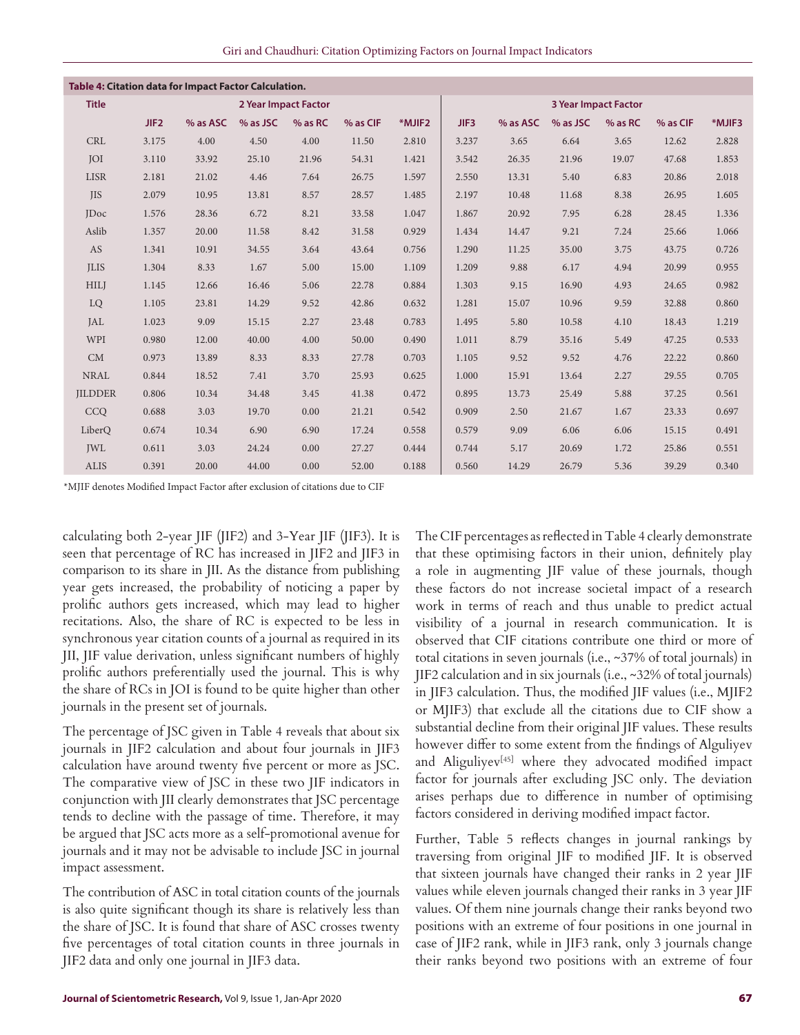**Table 4: Citation data for Impact Factor Calculation.**

| Title | 2 Year Impact Factor | | | | | | 3 Year Impact Factor | | | | | |
|---|---|---|---|---|---|---|---|---|---|---|---|---|
| | JIF2 | % as ASC | % as JSC | % as RC | % as CIF | *MJIF2 | JIF3 | % as ASC | % as JSC | % as RC | % as CIF | *MJIF3 |
| CRL | 3.175 | 4.00 | 4.50 | 4.00 | 11.50 | 2.810 | 3.237 | 3.65 | 6.64 | 3.65 | 12.62 | 2.828 |
| JOI | 3.110 | 33.92 | 25.10 | 21.96 | 54.31 | 1.421 | 3.542 | 26.35 | 21.96 | 19.07 | 47.68 | 1.853 |
| LISR | 2.181 | 21.02 | 4.46 | 7.64 | 26.75 | 1.597 | 2.550 | 13.31 | 5.40 | 6.83 | 20.86 | 2.018 |
| JIS | 2.079 | 10.95 | 13.81 | 8.57 | 28.57 | 1.485 | 2.197 | 10.48 | 11.68 | 8.38 | 26.95 | 1.605 |
| JDoc | 1.576 | 28.36 | 6.72 | 8.21 | 33.58 | 1.047 | 1.867 | 20.92 | 7.95 | 6.28 | 28.45 | 1.336 |
| Aslib | 1.357 | 20.00 | 11.58 | 8.42 | 31.58 | 0.929 | 1.434 | 14.47 | 9.21 | 7.24 | 25.66 | 1.066 |
| AS | 1.341 | 10.91 | 34.55 | 3.64 | 43.64 | 0.756 | 1.290 | 11.25 | 35.00 | 3.75 | 43.75 | 0.726 |
| JLIS | 1.304 | 8.33 | 1.67 | 5.00 | 15.00 | 1.109 | 1.209 | 9.88 | 6.17 | 4.94 | 20.99 | 0.955 |
| HILJ | 1.145 | 12.66 | 16.46 | 5.06 | 22.78 | 0.884 | 1.303 | 9.15 | 16.90 | 4.93 | 24.65 | 0.982 |
| LQ | 1.105 | 23.81 | 14.29 | 9.52 | 42.86 | 0.632 | 1.281 | 15.07 | 10.96 | 9.59 | 32.88 | 0.860 |
| JAL | 1.023 | 9.09 | 15.15 | 2.27 | 23.48 | 0.783 | 1.495 | 5.80 | 10.58 | 4.10 | 18.43 | 1.219 |
| WPI | 0.980 | 12.00 | 40.00 | 4.00 | 50.00 | 0.490 | 1.011 | 8.79 | 35.16 | 5.49 | 47.25 | 0.533 |
| CM | 0.973 | 13.89 | 8.33 | 8.33 | 27.78 | 0.703 | 1.105 | 9.52 | 9.52 | 4.76 | 22.22 | 0.860 |
| NRAL | 0.844 | 18.52 | 7.41 | 3.70 | 25.93 | 0.625 | 1.000 | 15.91 | 13.64 | 2.27 | 29.55 | 0.705 |
| JILDDER | 0.806 | 10.34 | 34.48 | 3.45 | 41.38 | 0.472 | 0.895 | 13.73 | 25.49 | 5.88 | 37.25 | 0.561 |
| CCQ | 0.688 | 3.03 | 19.70 | 0.00 | 21.21 | 0.542 | 0.909 | 2.50 | 21.67 | 1.67 | 23.33 | 0.697 |
| LiberQ | 0.674 | 10.34 | 6.90 | 6.90 | 17.24 | 0.558 | 0.579 | 9.09 | 6.06 | 6.06 | 15.15 | 0.491 |
| JWL | 0.611 | 3.03 | 24.24 | 0.00 | 27.27 | 0.444 | 0.744 | 5.17 | 20.69 | 1.72 | 25.86 | 0.551 |
| ALIS | 0.391 | 20.00 | 44.00 | 0.00 | 52.00 | 0.188 | 0.560 | 14.29 | 26.79 | 5.36 | 39.29 | 0.340 |

*MJIF denotes Modified Impact Factor after exclusion of citations due to CIF

calculating both 2-year JIF (JIF2) and 3-Year JIF (JIF3). It is seen that percentage of RC has increased in JIF2 and JIF3 in comparison to its share in JII. As the distance from publishing year gets increased, the probability of noticing a paper by prolific authors gets increased, which may lead to higher recitations. Also, the share of RC is expected to be less in synchronous year citation counts of a journal as required in its JII, JIF value derivation, unless significant numbers of highly prolific authors preferentially used the journal. This is why the share of RCs in JOI is found to be quite higher than other journals in the present set of journals.

The percentage of JSC given in Table 4 reveals that about six journals in JIF2 calculation and about four journals in JIF3 calculation have around twenty five percent or more as JSC. The comparative view of JSC in these two JIF indicators in conjunction with JII clearly demonstrates that JSC percentage tends to decline with the passage of time. Therefore, it may be argued that JSC acts more as a self-promotional avenue for journals and it may not be advisable to include JSC in journal impact assessment.

The contribution of ASC in total citation counts of the journals is also quite significant though its share is relatively less than the share of JSC. It is found that share of ASC crosses twenty five percentages of total citation counts in three journals in JIF2 data and only one journal in JIF3 data.

The CIF percentages as reflected in Table 4 clearly demonstrate that these optimising factors in their union, definitely play a role in augmenting JIF value of these journals, though these factors do not increase societal impact of a research work in terms of reach and thus unable to predict actual visibility of a journal in research communication. It is observed that CIF citations contribute one third or more of total citations in seven journals (i.e., ~37% of total journals) in JIF2 calculation and in six journals (i.e., ~32% of total journals) in JIF3 calculation. Thus, the modified JIF values (i.e., MJIF2 or MJIF3) that exclude all the citations due to CIF show a substantial decline from their original JIF values. These results however differ to some extent from the findings of Alguliyev and Aliguliyev[45] where they advocated modified impact factor for journals after excluding JSC only. The deviation arises perhaps due to difference in number of optimising factors considered in deriving modified impact factor.

Further, Table 5 reflects changes in journal rankings by traversing from original JIF to modified JIF. It is observed that sixteen journals have changed their ranks in 2 year JIF values while eleven journals changed their ranks in 3 year JIF values. Of them nine journals change their ranks beyond two positions with an extreme of four positions in one journal in case of JIF2 rank, while in JIF3 rank, only 3 journals change their ranks beyond two positions with an extreme of four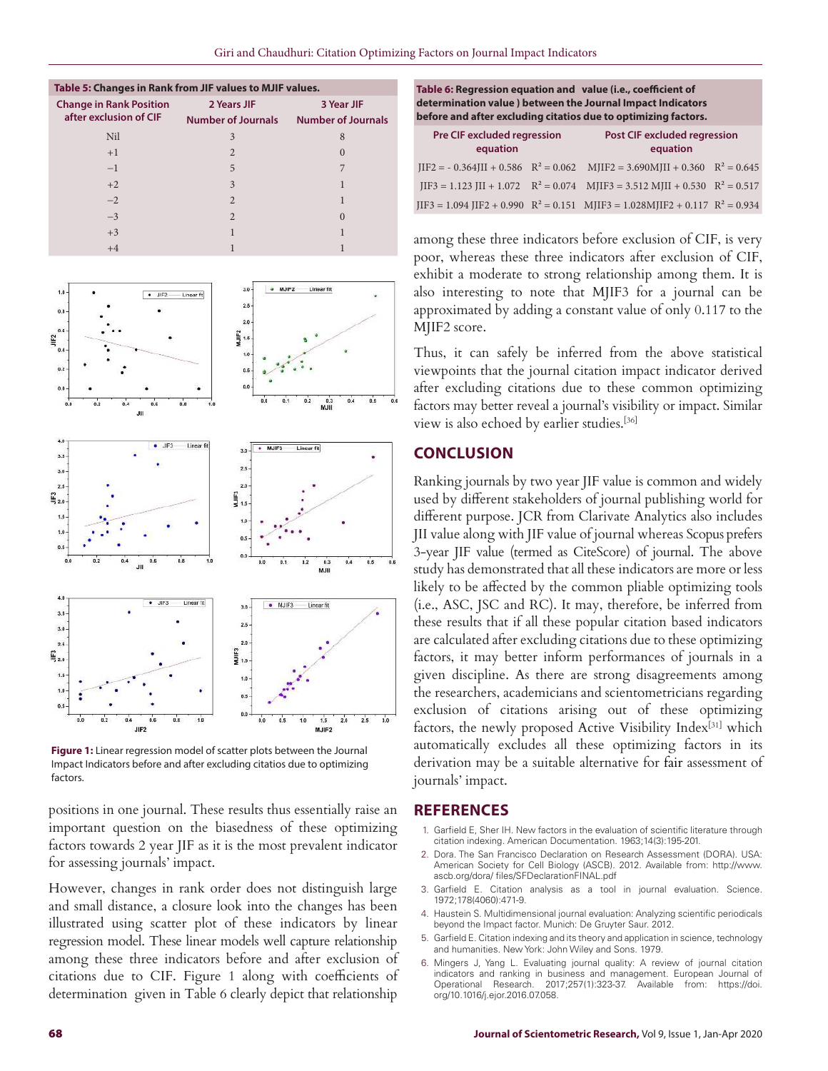**Table 5: Changes in Rank from JIF values to MJIF values.**

| Change in Rank Position after exclusion of CIF | 2 Years JIF Number of Journals | 3 Year JIF Number of Journals |
|---|---|---|
| Nil | 3 | 8 |
| +1 | 2 | 0 |
| −1 | 5 | 7 |
| +2 | 3 | 1 |
| −2 | 2 | 1 |
| −3 | 2 | 0 |
| +3 | 1 | 1 |
| +4 | 1 | 1 |

**Figure 1:** Linear regression model of scatter plots between the Journal Impact Indicators before and after excluding citatios due to optimizing factors.

positions in one journal. These results thus essentially raise an important question on the biasedness of these optimizing factors towards 2 year JIF as it is the most prevalent indicator for assessing journals' impact.

However, changes in rank order does not distinguish large and small distance, a closure look into the changes has been illustrated using scatter plot of these indicators by linear regression model. These linear models well capture relationship among these three indicators before and after exclusion of citations due to CIF. Figure 1 along with coefficients of determination given in Table 6 clearly depict that relationship among these three indicators before exclusion of CIF, is very poor, whereas these three indicators after exclusion of CIF, exhibit a moderate to strong relationship among them. It is also interesting to note that MJIF3 for a journal can be approximated by adding a constant value of only 0.117 to the MJIF2 score.

**Table 6: Regression equation and value (i.e., coefficient of determination value ) between the Journal Impact Indicators before and after excluding citatios due to optimizing factors.**

| Pre CIF excluded regression equation | | Post CIF excluded regression equation | |
|---|---|---|---|
| $JIF2 = -0.364JII + 0.586$ | $R^2 = 0.062$ | $MJIF2 = 3.690MJII + 0.360$ | $R^2 = 0.645$ |
| $JIF3 = 1.123\ JII + 1.072$ | $R^2 = 0.074$ | $MJIF3 = 3.512\ MJII + 0.530$ | $R^2 = 0.517$ |
| $JIF3 = 1.094\ JIF2 + 0.990$ | $R^2 = 0.151$ | $MJIF3 = 1.028MJIF2 + 0.117$ | $R^2 = 0.934$ |

Thus, it can safely be inferred from the above statistical viewpoints that the journal citation impact indicator derived after excluding citations due to these common optimizing factors may better reveal a journal's visibility or impact. Similar view is also echoed by earlier studies.[36]

## CONCLUSION

Ranking journals by two year JIF value is common and widely used by different stakeholders of journal publishing world for different purpose. JCR from Clarivate Analytics also includes JII value along with JIF value of journal whereas Scopus prefers 3-year JIF value (termed as CiteScore) of journal. The above study has demonstrated that all these indicators are more or less likely to be affected by the common pliable optimizing tools (i.e., ASC, JSC and RC). It may, therefore, be inferred from these results that if all these popular citation based indicators are calculated after excluding citations due to these optimizing factors, it may better inform performances of journals in a given discipline. As there are strong disagreements among the researchers, academicians and scientometricians regarding exclusion of citations arising out of these optimizing factors, the newly proposed Active Visibility Index[31] which automatically excludes all these optimizing factors in its derivation may be a suitable alternative for fair assessment of journals' impact.

## REFERENCES

1. Garfield E, Sher IH. New factors in the evaluation of scientific literature through citation indexing. American Documentation. 1963;14(3):195-201.
2. Dora. The San Francisco Declaration on Research Assessment (DORA). USA: American Society for Cell Biology (ASCB). 2012. Available from: http://www.ascb.org/dora/ files/SFDeclarationFINAL.pdf
3. Garfield E. Citation analysis as a tool in journal evaluation. Science. 1972;178(4060):471-9.
4. Haustein S. Multidimensional journal evaluation: Analyzing scientific periodicals beyond the Impact factor. Munich: De Gruyter Saur. 2012.
5. Garfield E. Citation indexing and its theory and application in science, technology and humanities. New York: John Wiley and Sons. 1979.
6. Mingers J, Yang L. Evaluating journal quality: A review of journal citation indicators and ranking in business and management. European Journal of Operational Research. 2017;257(1):323-37. Available from: https://doi.org/10.1016/j.ejor.2016.07.058.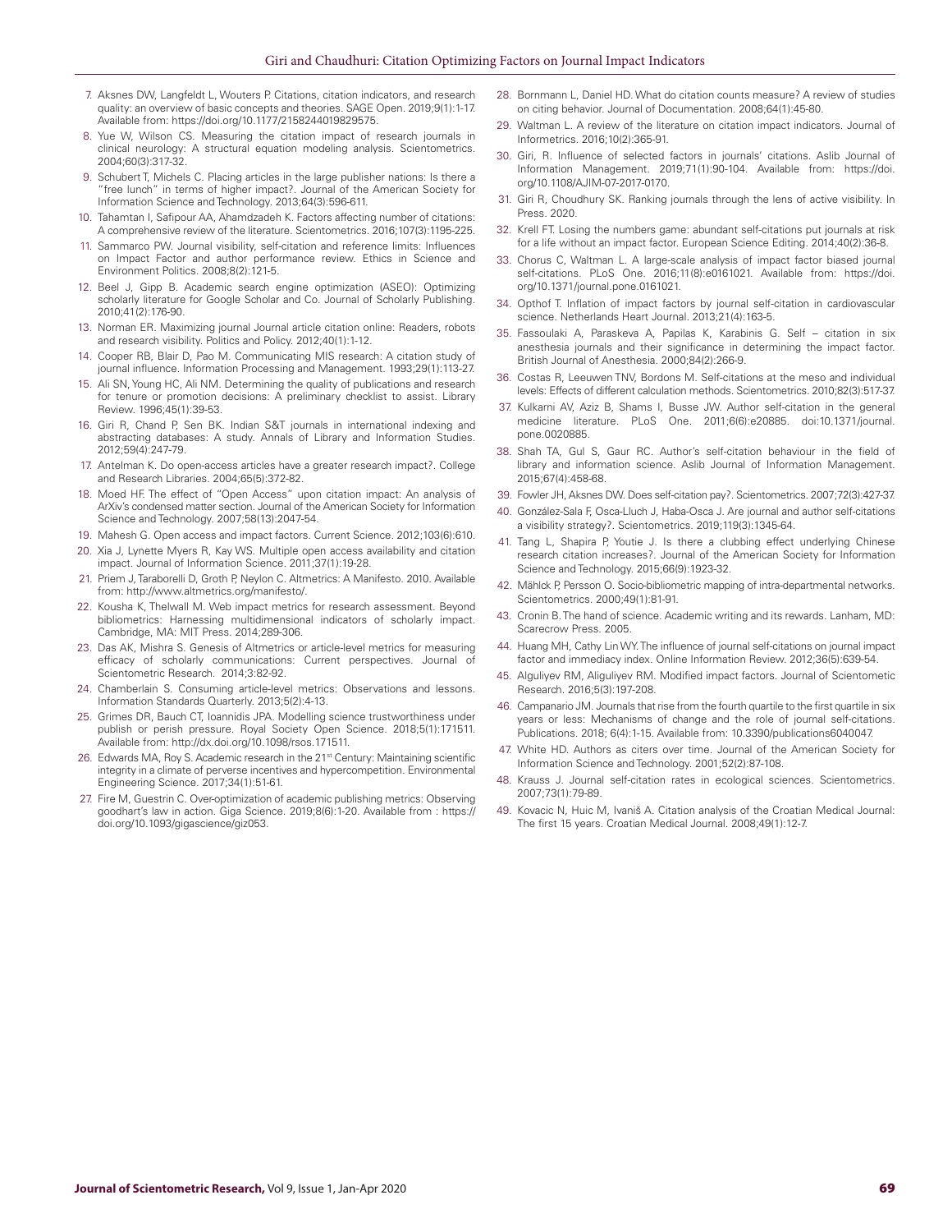7. Aksnes DW, Langfeldt L, Wouters P. Citations, citation indicators, and research quality: an overview of basic concepts and theories. SAGE Open. 2019;9(1):1-17. Available from: https://doi.org/10.1177/2158244019829575.
8. Yue W, Wilson CS. Measuring the citation impact of research journals in clinical neurology: A structural equation modeling analysis. Scientometrics. 2004;60(3):317-32.
9. Schubert T, Michels C. Placing articles in the large publisher nations: Is there a "free lunch" in terms of higher impact?. Journal of the American Society for Information Science and Technology. 2013;64(3):596-611.
10. Tahamtan I, Safipour AA, Ahamdzadeh K. Factors affecting number of citations: A comprehensive review of the literature. Scientometrics. 2016;107(3):1195-225.
11. Sammarco PW. Journal visibility, self-citation and reference limits: Influences on Impact Factor and author performance review. Ethics in Science and Environment Politics. 2008;8(2):121-5.
12. Beel J, Gipp B. Academic search engine optimization (ASEO): Optimizing scholarly literature for Google Scholar and Co. Journal of Scholarly Publishing. 2010;41(2):176-90.
13. Norman ER. Maximizing journal Journal article citation online: Readers, robots and research visibility. Politics and Policy. 2012;40(1):1-12.
14. Cooper RB, Blair D, Pao M. Communicating MIS research: A citation study of journal influence. Information Processing and Management. 1993;29(1):113-27.
15. Ali SN, Young HC, Ali NM. Determining the quality of publications and research for tenure or promotion decisions: A preliminary checklist to assist. Library Review. 1996;45(1):39-53.
16. Giri R, Chand P, Sen BK. Indian S&T journals in international indexing and abstracting databases: A study. Annals of Library and Information Studies. 2012;59(4):247-79.
17. Antelman K. Do open-access articles have a greater research impact?. College and Research Libraries. 2004;65(5):372-82.
18. Moed HF. The effect of "Open Access" upon citation impact: An analysis of ArXiv's condensed matter section. Journal of the American Society for Information Science and Technology. 2007;58(13):2047-54.
19. Mahesh G. Open access and impact factors. Current Science. 2012;103(6):610.
20. Xia J, Lynette Myers R, Kay WS. Multiple open access availability and citation impact. Journal of Information Science. 2011;37(1):19-28.
21. Priem J, Taraborelli D, Groth P, Neylon C. Altmetrics: A Manifesto. 2010. Available from: http://www.altmetrics.org/manifesto/.
22. Kousha K, Thelwall M. Web impact metrics for research assessment. Beyond bibliometrics: Harnessing multidimensional indicators of scholarly impact. Cambridge, MA: MIT Press. 2014;289-306.
23. Das AK, Mishra S. Genesis of Altmetrics or article-level metrics for measuring efficacy of scholarly communications: Current perspectives. Journal of Scientometric Research. 2014;3:82-92.
24. Chamberlain S. Consuming article-level metrics: Observations and lessons. Information Standards Quarterly. 2013;5(2):4-13.
25. Grimes DR, Bauch CT, Ioannidis JPA. Modelling science trustworthiness under publish or perish pressure. Royal Society Open Science. 2018;5(1):171511. Available from: http://dx.doi.org/10.1098/rsos.171511.
26. Edwards MA, Roy S. Academic research in the 21st Century: Maintaining scientific integrity in a climate of perverse incentives and hypercompetition. Environmental Engineering Science. 2017;34(1):51-61.
27. Fire M, Guestrin C. Over-optimization of academic publishing metrics: Observing goodhart's law in action. Giga Science. 2019;8(6):1-20. Available from : https://doi.org/10.1093/gigascience/giz053.
28. Bornmann L, Daniel HD. What do citation counts measure? A review of studies on citing behavior. Journal of Documentation. 2008;64(1):45-80.
29. Waltman L. A review of the literature on citation impact indicators. Journal of Informetrics. 2016;10(2):365-91.
30. Giri, R. Influence of selected factors in journals' citations. Aslib Journal of Information Management. 2019;71(1):90-104. Available from: https://doi.org/10.1108/AJIM-07-2017-0170.
31. Giri R, Choudhury SK. Ranking journals through the lens of active visibility. In Press. 2020.
32. Krell FT. Losing the numbers game: abundant self-citations put journals at risk for a life without an impact factor. European Science Editing. 2014;40(2):36-8.
33. Chorus C, Waltman L. A large-scale analysis of impact factor biased journal self-citations. PLoS One. 2016;11(8):e0161021. Available from: https://doi.org/10.1371/journal.pone.0161021.
34. Opthof T. Inflation of impact factors by journal self-citation in cardiovascular science. Netherlands Heart Journal. 2013;21(4):163-5.
35. Fassoulaki A, Paraskeva A, Papilas K, Karabinis G. Self – citation in six anesthesia journals and their significance in determining the impact factor. British Journal of Anesthesia. 2000;84(2):266-9.
36. Costas R, Leeuwen TNV, Bordons M. Self-citations at the meso and individual levels: Effects of different calculation methods. Scientometrics. 2010;82(3):517-37.
37. Kulkarni AV, Aziz B, Shams I, Busse JW. Author self-citation in the general medicine literature. PLoS One. 2011;6(6):e20885. doi:10.1371/journal.pone.0020885.
38. Shah TA, Gul S, Gaur RC. Author's self-citation behaviour in the field of library and information science. Aslib Journal of Information Management. 2015;67(4):458-68.
39. Fowler JH, Aksnes DW. Does self-citation pay?. Scientometrics. 2007;72(3):427-37.
40. González-Sala F, Osca-Lluch J, Haba-Osca J. Are journal and author self-citations a visibility strategy?. Scientometrics. 2019;119(3):1345-64.
41. Tang L, Shapira P, Youtie J. Is there a clubbing effect underlying Chinese research citation increases?. Journal of the American Society for Information Science and Technology. 2015;66(9):1923-32.
42. Mählck P, Persson O. Socio-bibliometric mapping of intra-departmental networks. Scientometrics. 2000;49(1):81-91.
43. Cronin B. The hand of science. Academic writing and its rewards. Lanham, MD: Scarecrow Press. 2005.
44. Huang MH, Cathy Lin WY. The influence of journal self-citations on journal impact factor and immediacy index. Online Information Review. 2012;36(5):639-54.
45. Alguliyev RM, Aliguliyev RM. Modified impact factors. Journal of Scientometic Research. 2016;5(3):197-208.
46. Campanario JM. Journals that rise from the fourth quartile to the first quartile in six years or less: Mechanisms of change and the role of journal self-citations. Publications. 2018; 6(4):1-15. Available from: 10.3390/publications6040047.
47. White HD. Authors as citers over time. Journal of the American Society for Information Science and Technology. 2001;52(2):87-108.
48. Krauss J. Journal self-citation rates in ecological sciences. Scientometrics. 2007;73(1):79-89.
49. Kovacic N, Huic M, Ivaniš A. Citation analysis of the Croatian Medical Journal: The first 15 years. Croatian Medical Journal. 2008;49(1):12-7.